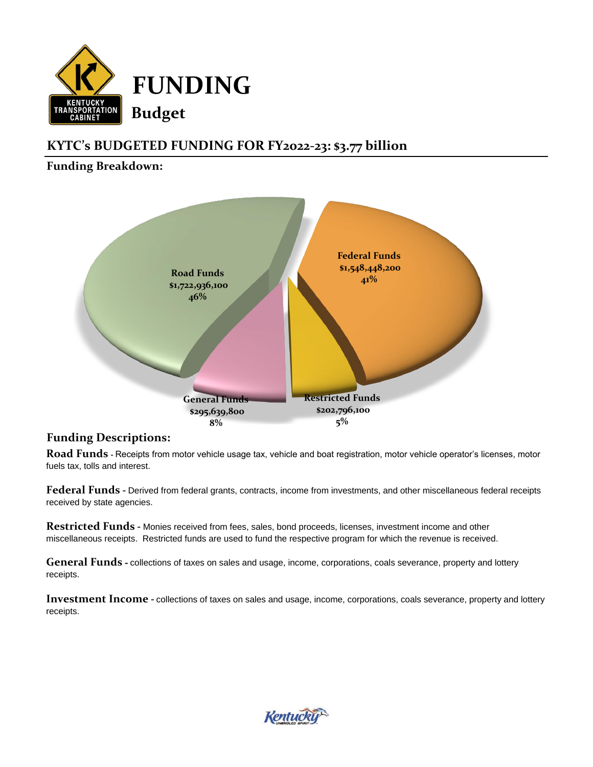# FUNDING

## Budget

## KYTC's BUDGETED FUNDING FOR FY2022-23: $3.77 billion

### Funding Breakdown:

Road Funds
$1,722,936,100
46%

Federal Funds
$1,548,448,200
41%

General Funds
$295,639,800
8%

Restricted Funds
$202,796,100
5%

### Funding Descriptions:

**Road Funds** - Receipts from motor vehicle usage tax, vehicle and boat registration, motor vehicle operator's licenses, motor fuels tax, tolls and interest.

**Federal Funds** - Derived from federal grants, contracts, income from investments, and other miscellaneous federal receipts received by state agencies.

**Restricted Funds** - Monies received from fees, sales, bond proceeds, licenses, investment income and other miscellaneous receipts. Restricted funds are used to fund the respective program for which the revenue is received.

**General Funds** - collections of taxes on sales and usage, income, corporations, coals severance, property and lottery receipts.

**Investment Income** - collections of taxes on sales and usage, income, corporations, coals severance, property and lottery receipts.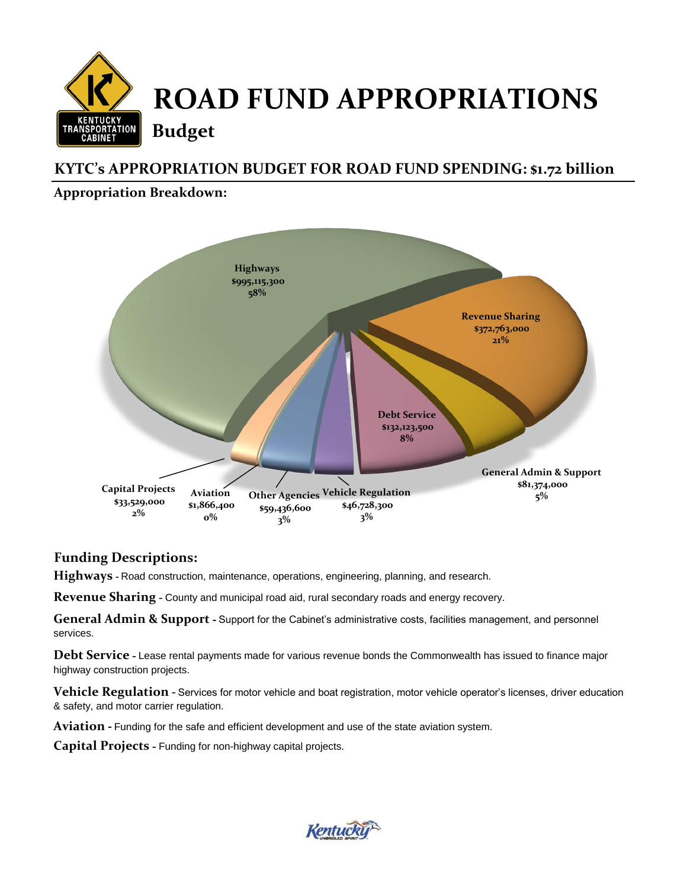# ROAD FUND APPROPRIATIONS

## Budget

## KYTC's APPROPRIATION BUDGET FOR ROAD FUND SPENDING: $1.72 billion

### Appropriation Breakdown:

Highways
$995,115,300
58%

Revenue Sharing
$372,763,000
21%

Debt Service
$132,123,500
8%

General Admin & Support
$81,374,000
5%

Capital Projects
$33,529,000
2%

Aviation
$1,866,400
0%

Other Agencies
$59,436,600
3%

Vehicle Regulation
$46,728,300
3%

### Funding Descriptions:

**Highways** - Road construction, maintenance, operations, engineering, planning, and research.

**Revenue Sharing** - County and municipal road aid, rural secondary roads and energy recovery.

**General Admin & Support** - Support for the Cabinet's administrative costs, facilities management, and personnel services.

**Debt Service** - Lease rental payments made for various revenue bonds the Commonwealth has issued to finance major highway construction projects.

**Vehicle Regulation** - Services for motor vehicle and boat registration, motor vehicle operator's licenses, driver education & safety, and motor carrier regulation.

**Aviation** - Funding for the safe and efficient development and use of the state aviation system.

**Capital Projects** - Funding for non-highway capital projects.